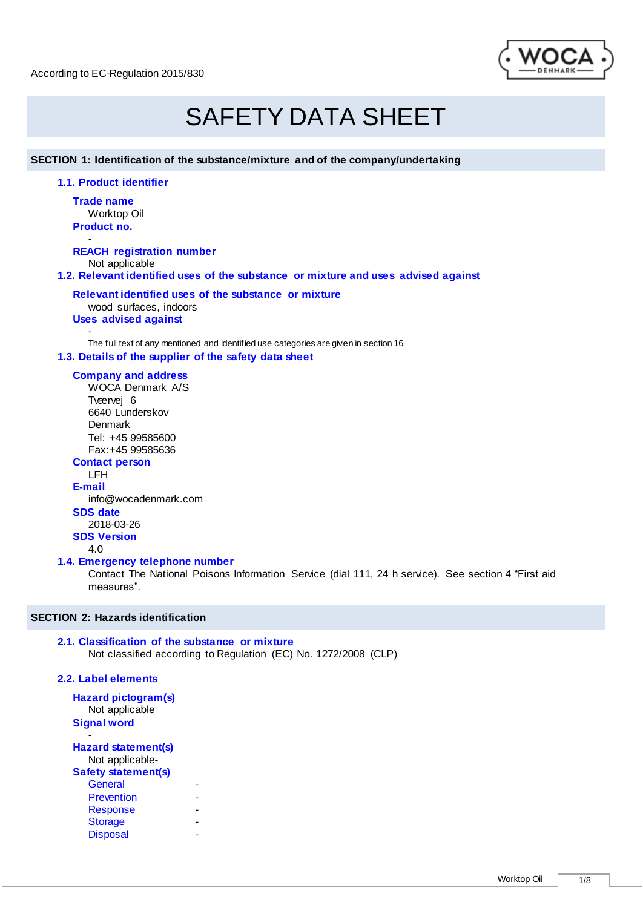According to EC-Regulation 2015/830

# SAFETY DATA SHEET

## SECTION 1: Identification of the substance/mixture and of the company/undertaking

### 1.1. Product identifier

**Trade name**
Worktop Oil

**Product no.**
-

**REACH registration number**
Not applicable

### 1.2. Relevant identified uses of the substance or mixture and uses advised against

**Relevant identified uses of the substance or mixture**
wood surfaces, indoors

**Uses advised against**
-

The full text of any mentioned and identified use categories are given in section 16

### 1.3. Details of the supplier of the safety data sheet

**Company and address**
WOCA Denmark A/S
Tværvej 6
6640 Lunderskov
Denmark
Tel: +45 99585600
Fax:+45 99585636

**Contact person**
LFH

**E-mail**
info@wocadenmark.com

**SDS date**
2018-03-26

**SDS Version**
4.0

### 1.4. Emergency telephone number

Contact The National Poisons Information Service (dial 111, 24 h service). See section 4 "First aid measures".

## SECTION 2: Hazards identification

### 2.1. Classification of the substance or mixture

Not classified according to Regulation (EC) No. 1272/2008 (CLP)

### 2.2. Label elements

**Hazard pictogram(s)**
Not applicable

**Signal word**
-

**Hazard statement(s)**
Not applicable-

**Safety statement(s)**

| | |
|---|---|
| General | - |
| Prevention | - |
| Response | - |
| Storage | - |
| Disposal | - |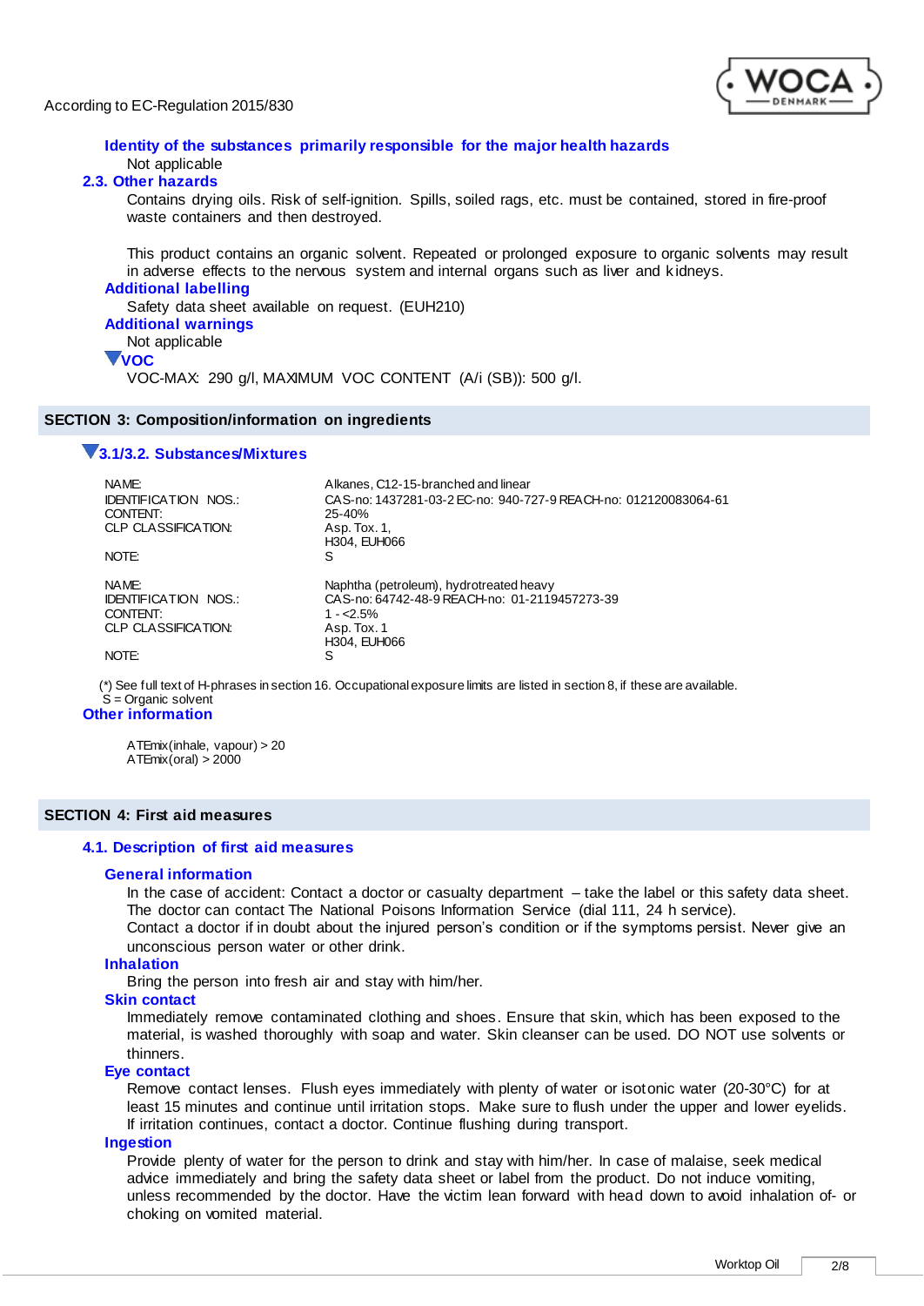### Identity of the substances primarily responsible for the major health hazards

Not applicable

## 2.3. Other hazards

Contains drying oils. Risk of self-ignition. Spills, soiled rags, etc. must be contained, stored in fire-proof waste containers and then destroyed.

This product contains an organic solvent. Repeated or prolonged exposure to organic solvents may result in adverse effects to the nervous system and internal organs such as liver and kidneys.

### Additional labelling

Safety data sheet available on request. (EUH210)

### Additional warnings

Not applicable

### ▼VOC

VOC-MAX: 290 g/l, MAXIMUM VOC CONTENT (A/i (SB)): 500 g/l.

# SECTION 3: Composition/information on ingredients

## ▼3.1/3.2. Substances/Mixtures

| | |
|---|---|
| NAME: | Alkanes, C12-15-branched and linear |
| IDENTIFICATION NOS.: | CAS-no: 1437281-03-2 EC-no: 940-727-9 REACH-no: 012120083064-61 |
| CONTENT: | 25-40% |
| CLP CLASSIFICATION: | Asp. Tox. 1, H304, EUH066 |
| NOTE: | S |

| | |
|---|---|
| NAME: | Naphtha (petroleum), hydrotreated heavy |
| IDENTIFICATION NOS.: | CAS-no: 64742-48-9 REACH-no: 01-2119457273-39 |
| CONTENT: | 1 - <2.5% |
| CLP CLASSIFICATION: | Asp. Tox. 1 H304, EUH066 |
| NOTE: | S |

(*) See full text of H-phrases in section 16. Occupational exposure limits are listed in section 8, if these are available.
S = Organic solvent

## Other information

ATEmix(inhale, vapour) > 20
ATEmix(oral) > 2000

# SECTION 4: First aid measures

## 4.1. Description of first aid measures

### General information

In the case of accident: Contact a doctor or casualty department – take the label or this safety data sheet. The doctor can contact The National Poisons Information Service (dial 111, 24 h service).
Contact a doctor if in doubt about the injured person's condition or if the symptoms persist. Never give an unconscious person water or other drink.

### Inhalation

Bring the person into fresh air and stay with him/her.

### Skin contact

Immediately remove contaminated clothing and shoes. Ensure that skin, which has been exposed to the material, is washed thoroughly with soap and water. Skin cleanser can be used. DO NOT use solvents or thinners.

### Eye contact

Remove contact lenses. Flush eyes immediately with plenty of water or isotonic water (20-30°C) for at least 15 minutes and continue until irritation stops. Make sure to flush under the upper and lower eyelids. If irritation continues, contact a doctor. Continue flushing during transport.

### Ingestion

Provide plenty of water for the person to drink and stay with him/her. In case of malaise, seek medical advice immediately and bring the safety data sheet or label from the product. Do not induce vomiting, unless recommended by the doctor. Have the victim lean forward with head down to avoid inhalation of- or choking on vomited material.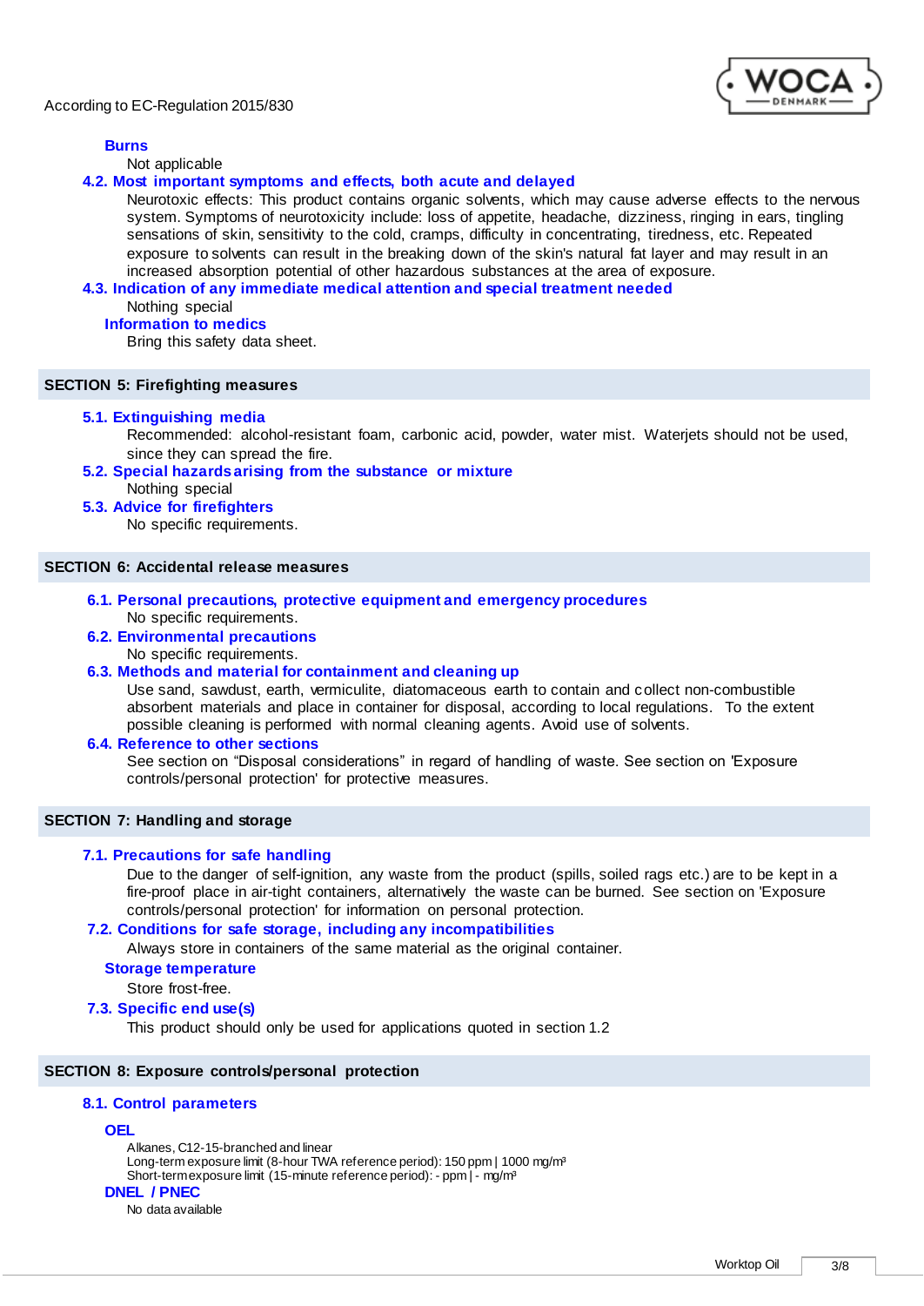#### Burns

Not applicable

### 4.2. Most important symptoms and effects, both acute and delayed

Neurotoxic effects: This product contains organic solvents, which may cause adverse effects to the nervous system. Symptoms of neurotoxicity include: loss of appetite, headache, dizziness, ringing in ears, tingling sensations of skin, sensitivity to the cold, cramps, difficulty in concentrating, tiredness, etc. Repeated exposure to solvents can result in the breaking down of the skin's natural fat layer and may result in an increased absorption potential of other hazardous substances at the area of exposure.

### 4.3. Indication of any immediate medical attention and special treatment needed

Nothing special

#### Information to medics

Bring this safety data sheet.

## SECTION 5: Firefighting measures

### 5.1. Extinguishing media

Recommended: alcohol-resistant foam, carbonic acid, powder, water mist. Waterjets should not be used, since they can spread the fire.

### 5.2. Special hazards arising from the substance or mixture

Nothing special

### 5.3. Advice for firefighters

No specific requirements.

## SECTION 6: Accidental release measures

### 6.1. Personal precautions, protective equipment and emergency procedures

No specific requirements.

### 6.2. Environmental precautions

No specific requirements.

### 6.3. Methods and material for containment and cleaning up

Use sand, sawdust, earth, vermiculite, diatomaceous earth to contain and collect non-combustible absorbent materials and place in container for disposal, according to local regulations. To the extent possible cleaning is performed with normal cleaning agents. Avoid use of solvents.

### 6.4. Reference to other sections

See section on “Disposal considerations” in regard of handling of waste. See section on 'Exposure controls/personal protection' for protective measures.

## SECTION 7: Handling and storage

### 7.1. Precautions for safe handling

Due to the danger of self-ignition, any waste from the product (spills, soiled rags etc.) are to be kept in a fire-proof place in air-tight containers, alternatively the waste can be burned. See section on 'Exposure controls/personal protection' for information on personal protection.

### 7.2. Conditions for safe storage, including any incompatibilities

Always store in containers of the same material as the original container.

#### Storage temperature

Store frost-free.

### 7.3. Specific end use(s)

This product should only be used for applications quoted in section 1.2

## SECTION 8: Exposure controls/personal protection

### 8.1. Control parameters

#### OEL

Alkanes, C12-15-branched and linear
Long-term exposure limit (8-hour TWA reference period): 150 ppm | 1000 mg/m³
Short-term exposure limit (15-minute reference period): - ppm | - mg/m³

#### DNEL / PNEC

No data available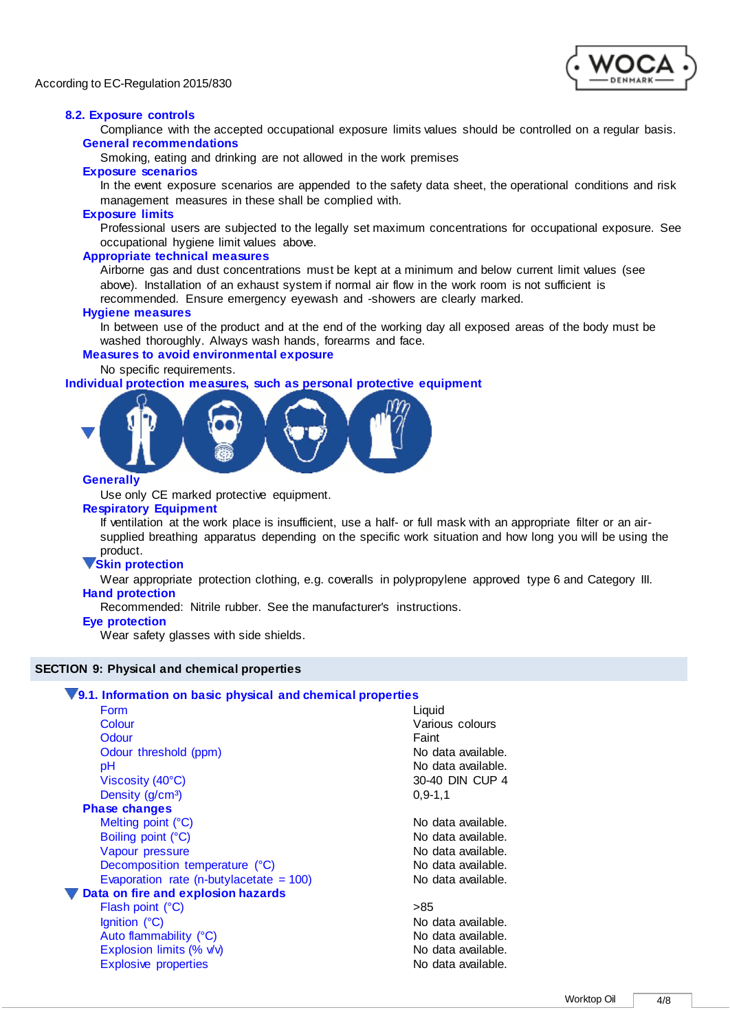According to EC-Regulation 2015/830

### 8.2. Exposure controls

Compliance with the accepted occupational exposure limits values should be controlled on a regular basis.

**General recommendations**

Smoking, eating and drinking are not allowed in the work premises

**Exposure scenarios**

In the event exposure scenarios are appended to the safety data sheet, the operational conditions and risk management measures in these shall be complied with.

**Exposure limits**

Professional users are subjected to the legally set maximum concentrations for occupational exposure. See occupational hygiene limit values above.

**Appropriate technical measures**

Airborne gas and dust concentrations must be kept at a minimum and below current limit values (see above). Installation of an exhaust system if normal air flow in the work room is not sufficient is recommended. Ensure emergency eyewash and -showers are clearly marked.

**Hygiene measures**

In between use of the product and at the end of the working day all exposed areas of the body must be washed thoroughly. Always wash hands, forearms and face.

**Measures to avoid environmental exposure**

No specific requirements.

**Individual protection measures, such as personal protective equipment**

**Generally**

Use only CE marked protective equipment.

**Respiratory Equipment**

If ventilation at the work place is insufficient, use a half- or full mask with an appropriate filter or an air-supplied breathing apparatus depending on the specific work situation and how long you will be using the product.

**Skin protection**

Wear appropriate protection clothing, e.g. coveralls in polypropylene approved type 6 and Category III.

**Hand protection**

Recommended: Nitrile rubber. See the manufacturer's instructions.

**Eye protection**

Wear safety glasses with side shields.

## SECTION 9: Physical and chemical properties

### 9.1. Information on basic physical and chemical properties

| | |
|---|---|
| Form | Liquid |
| Colour | Various colours |
| Odour | Faint |
| Odour threshold (ppm) | No data available. |
| pH | No data available. |
| Viscosity (40°C) | 30-40 DIN CUP 4 |
| Density (g/cm³) | 0,9-1,1 |

**Phase changes**

| | |
|---|---|
| Melting point (°C) | No data available. |
| Boiling point (°C) | No data available. |
| Vapour pressure | No data available. |
| Decomposition temperature (°C) | No data available. |
| Evaporation rate (n-butylacetate = 100) | No data available. |

**Data on fire and explosion hazards**

| | |
|---|---|
| Flash point (°C) | >85 |
| Ignition (°C) | No data available. |
| Auto flammability (°C) | No data available. |
| Explosion limits (% v/v) | No data available. |
| Explosive properties | No data available. |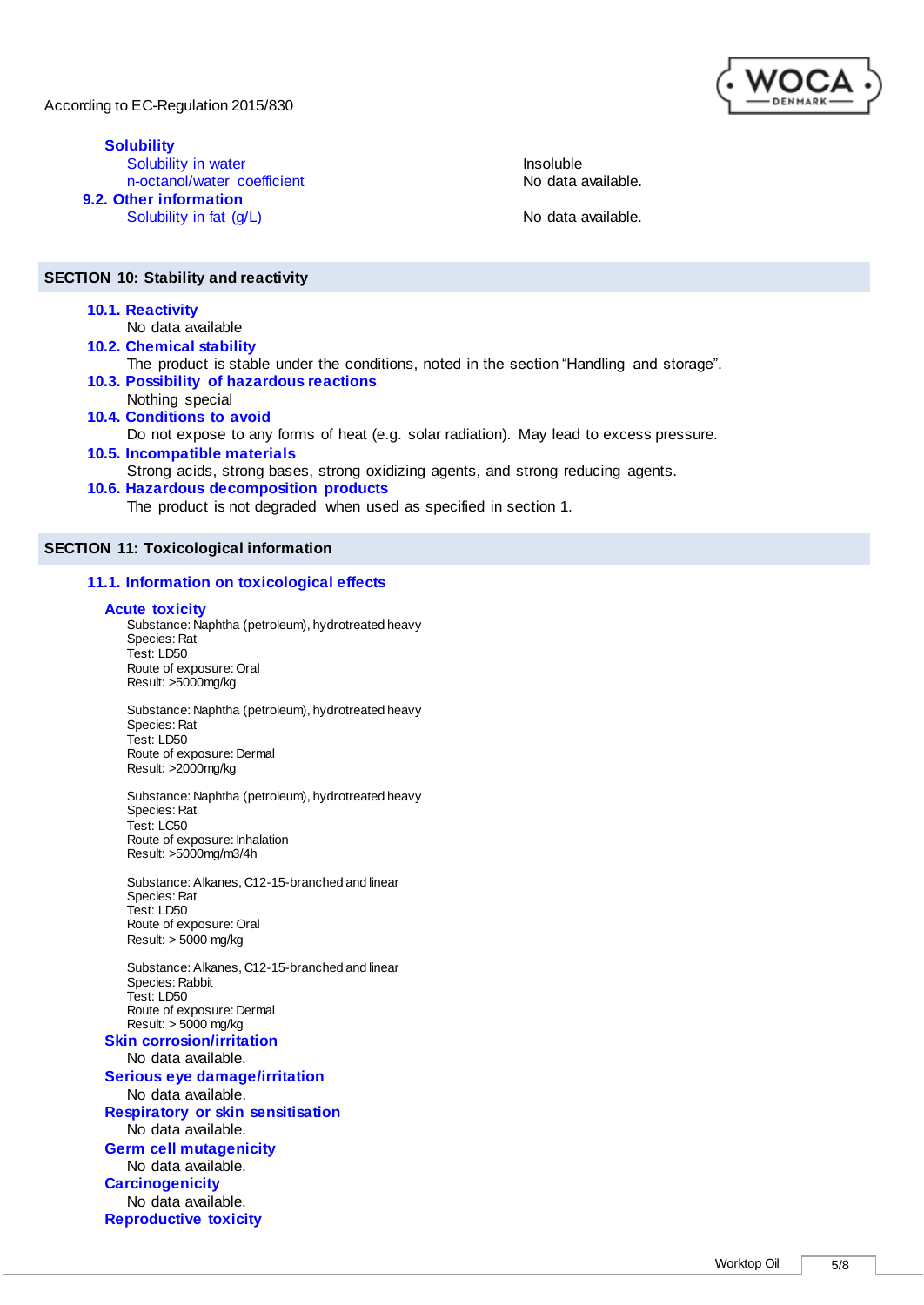#### Solubility

| | |
|---|---|
| Solubility in water | Insoluble |
| n-octanol/water coefficient | No data available. |

#### 9.2. Other information

| | |
|---|---|
| Solubility in fat (g/L) | No data available. |

## SECTION 10: Stability and reactivity

### 10.1. Reactivity

No data available

### 10.2. Chemical stability

The product is stable under the conditions, noted in the section "Handling and storage".

### 10.3. Possibility of hazardous reactions

Nothing special

### 10.4. Conditions to avoid

Do not expose to any forms of heat (e.g. solar radiation). May lead to excess pressure.

### 10.5. Incompatible materials

Strong acids, strong bases, strong oxidizing agents, and strong reducing agents.

### 10.6. Hazardous decomposition products

The product is not degraded when used as specified in section 1.

## SECTION 11: Toxicological information

### 11.1. Information on toxicological effects

#### Acute toxicity

Substance: Naphtha (petroleum), hydrotreated heavy
Species: Rat
Test: LD50
Route of exposure: Oral
Result: >5000mg/kg

Substance: Naphtha (petroleum), hydrotreated heavy
Species: Rat
Test: LD50
Route of exposure: Dermal
Result: >2000mg/kg

Substance: Naphtha (petroleum), hydrotreated heavy
Species: Rat
Test: LC50
Route of exposure: Inhalation
Result: >5000mg/m3/4h

Substance: Alkanes, C12-15-branched and linear
Species: Rat
Test: LD50
Route of exposure: Oral
Result: > 5000 mg/kg

Substance: Alkanes, C12-15-branched and linear
Species: Rabbit
Test: LD50
Route of exposure: Dermal
Result: > 5000 mg/kg

#### Skin corrosion/irritation

No data available.

#### Serious eye damage/irritation

No data available.

#### Respiratory or skin sensitisation

No data available.

#### Germ cell mutagenicity

No data available.

#### Carcinogenicity

No data available.

#### Reproductive toxicity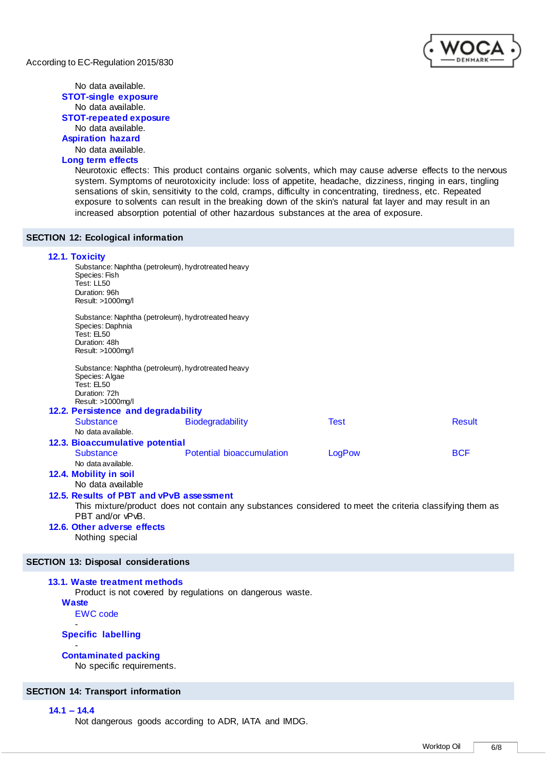No data available.

### STOT-single exposure

No data available.

### STOT-repeated exposure

No data available.

### Aspiration hazard

No data available.

### Long term effects

Neurotoxic effects: This product contains organic solvents, which may cause adverse effects to the nervous system. Symptoms of neurotoxicity include: loss of appetite, headache, dizziness, ringing in ears, tingling sensations of skin, sensitivity to the cold, cramps, difficulty in concentrating, tiredness, etc. Repeated exposure to solvents can result in the breaking down of the skin's natural fat layer and may result in an increased absorption potential of other hazardous substances at the area of exposure.

## SECTION 12: Ecological information

### 12.1. Toxicity

Substance: Naphtha (petroleum), hydrotreated heavy
Species: Fish
Test: LL50
Duration: 96h
Result: >1000mg/l

Substance: Naphtha (petroleum), hydrotreated heavy
Species: Daphnia
Test: EL50
Duration: 48h
Result: >1000mg/l

Substance: Naphtha (petroleum), hydrotreated heavy
Species: Algae
Test: EL50
Duration: 72h
Result: >1000mg/l

### 12.2. Persistence and degradability

| Substance | Biodegradability | Test | Result |
|---|---|---|---|
| No data available. | | | |

### 12.3. Bioaccumulative potential

| Substance | Potential bioaccumulation | LogPow | BCF |
|---|---|---|---|
| No data available. | | | |

### 12.4. Mobility in soil

No data available

### 12.5. Results of PBT and vPvB assessment

This mixture/product does not contain any substances considered to meet the criteria classifying them as PBT and/or vPvB.

### 12.6. Other adverse effects

Nothing special

## SECTION 13: Disposal considerations

### 13.1. Waste treatment methods

Product is not covered by regulations on dangerous waste.

**Waste**

EWC code

-

**Specific labelling**

-

**Contaminated packing**

No specific requirements.

## SECTION 14: Transport information

### 14.1 – 14.4

Not dangerous goods according to ADR, IATA and IMDG.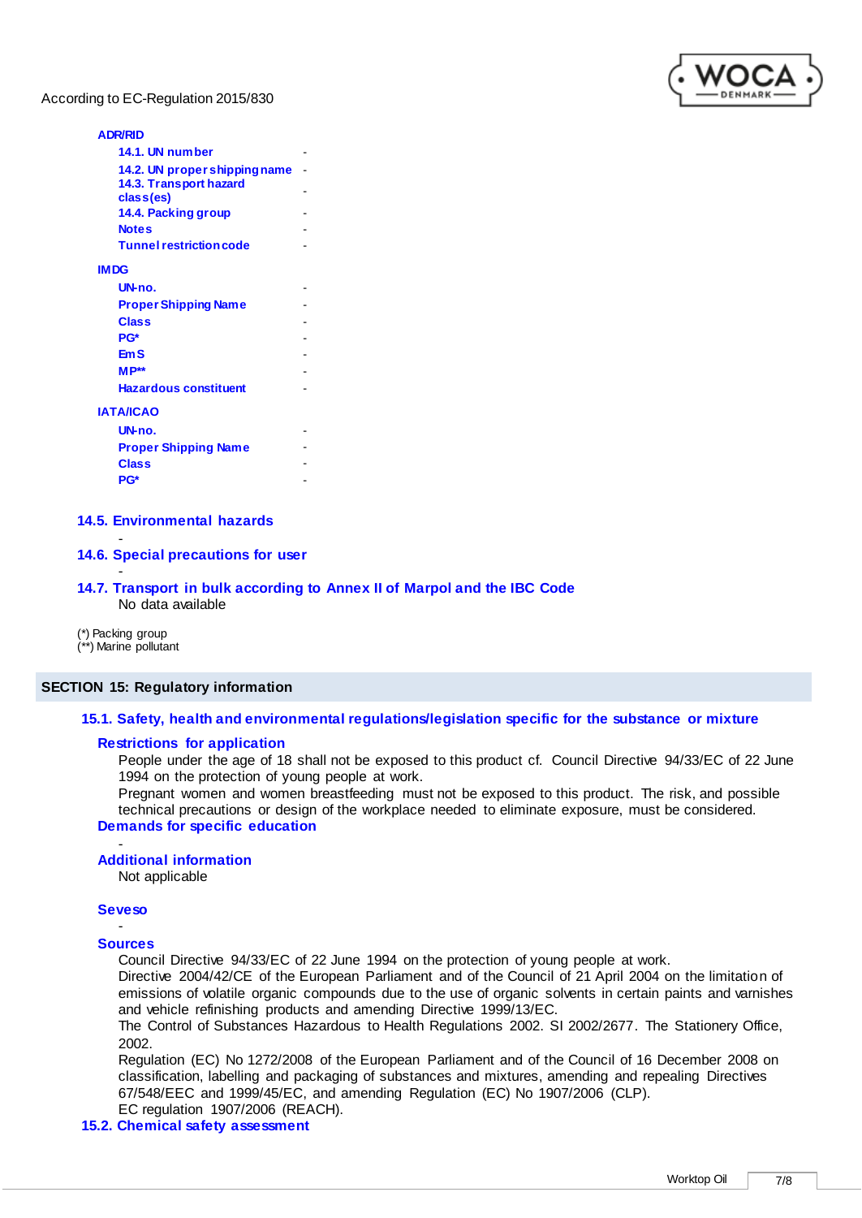**ADR/RID**

| | |
|---|---|
| 14.1. UN number | - |
| 14.2. UN proper shipping name | - |
| 14.3. Transport hazard class(es) | - |
| 14.4. Packing group | - |
| Notes | - |
| Tunnel restriction code | - |

**IMDG**

| | |
|---|---|
| UN-no. | - |
| Proper Shipping Name | - |
| Class | - |
| PG* | - |
| EmS | - |
| MP** | - |
| Hazardous constituent | - |

**IATA/ICAO**

| | |
|---|---|
| UN-no. | - |
| Proper Shipping Name | - |
| Class | - |
| PG* | - |

### 14.5. Environmental hazards

-

### 14.6. Special precautions for user

-

### 14.7. Transport in bulk according to Annex II of Marpol and the IBC Code

No data available

(*) Packing group
(**) Marine pollutant

## SECTION 15: Regulatory information

### 15.1. Safety, health and environmental regulations/legislation specific for the substance or mixture

**Restrictions for application**

People under the age of 18 shall not be exposed to this product cf. Council Directive 94/33/EC of 22 June 1994 on the protection of young people at work.
Pregnant women and women breastfeeding must not be exposed to this product. The risk, and possible technical precautions or design of the workplace needed to eliminate exposure, must be considered.

**Demands for specific education**

-

**Additional information**

Not applicable

**Seveso**

-

**Sources**

Council Directive 94/33/EC of 22 June 1994 on the protection of young people at work.
Directive 2004/42/CE of the European Parliament and of the Council of 21 April 2004 on the limitation of emissions of volatile organic compounds due to the use of organic solvents in certain paints and varnishes and vehicle refinishing products and amending Directive 1999/13/EC.
The Control of Substances Hazardous to Health Regulations 2002. SI 2002/2677. The Stationery Office, 2002.
Regulation (EC) No 1272/2008 of the European Parliament and of the Council of 16 December 2008 on classification, labelling and packaging of substances and mixtures, amending and repealing Directives 67/548/EEC and 1999/45/EC, and amending Regulation (EC) No 1907/2006 (CLP).
EC regulation 1907/2006 (REACH).

### 15.2. Chemical safety assessment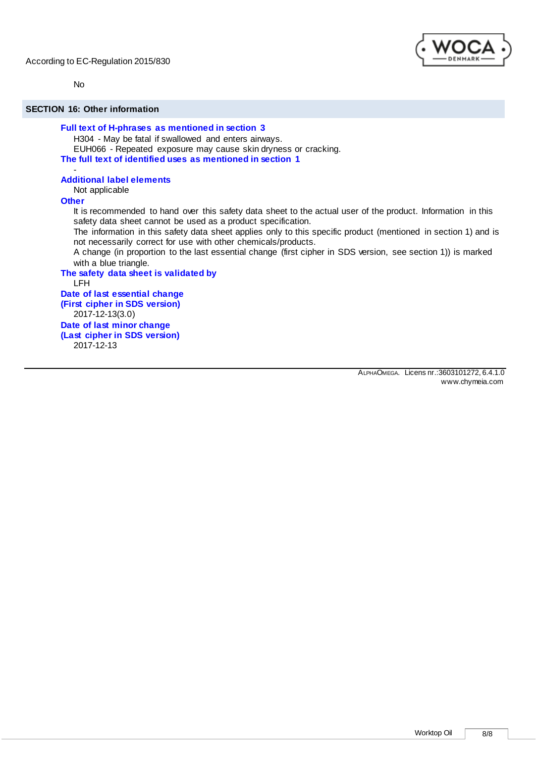No

## SECTION 16: Other information

**Full text of H-phrases as mentioned in section 3**

H304 - May be fatal if swallowed and enters airways.
EUH066 - Repeated exposure may cause skin dryness or cracking.

**The full text of identified uses as mentioned in section 1**

-

**Additional label elements**

Not applicable

**Other**

It is recommended to hand over this safety data sheet to the actual user of the product. Information in this safety data sheet cannot be used as a product specification.
The information in this safety data sheet applies only to this specific product (mentioned in section 1) and is not necessarily correct for use with other chemicals/products.
A change (in proportion to the last essential change (first cipher in SDS version, see section 1)) is marked with a blue triangle.

**The safety data sheet is validated by**

LFH

**Date of last essential change**
**(First cipher in SDS version)**

2017-12-13(3.0)

**Date of last minor change**
**(Last cipher in SDS version)**

2017-12-13

ALPHAOMEGA. Licens nr.:3603101272, 6.4.1.0
www.chymeia.com